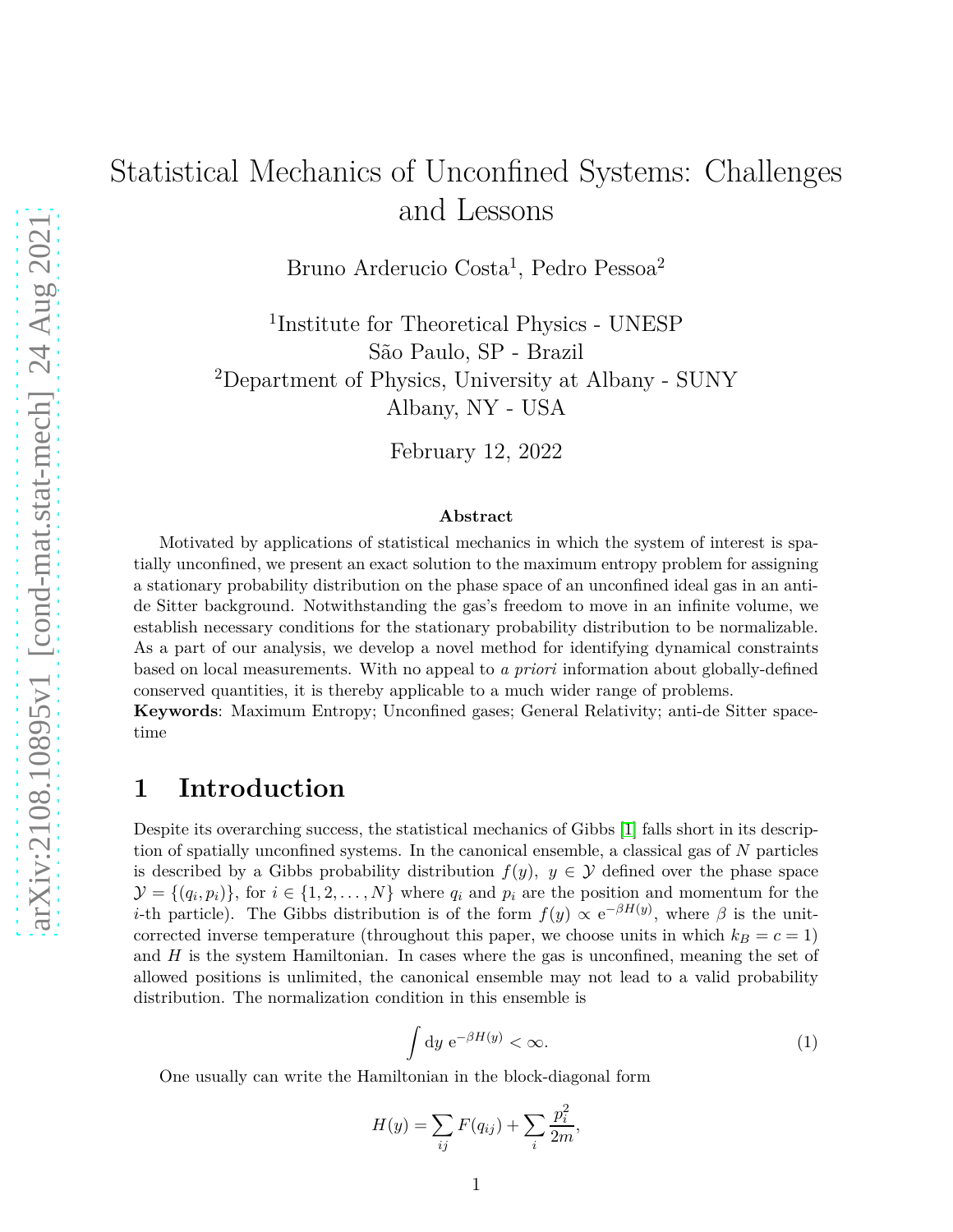# Statistical Mechanics of Unconfined Systems: Challenges and Lessons

Bruno Arderucio Costa[1], Pedro Pessoa[2]

[1]Institute for Theoretical Physics - UNESP
São Paulo, SP - Brazil
[2]Department of Physics, University at Albany - SUNY
Albany, NY - USA

February 12, 2022

### Abstract

Motivated by applications of statistical mechanics in which the system of interest is spatially unconfined, we present an exact solution to the maximum entropy problem for assigning a stationary probability distribution on the phase space of an unconfined ideal gas in an anti-de Sitter background. Notwithstanding the gas's freedom to move in an infinite volume, we establish necessary conditions for the stationary probability distribution to be normalizable. As a part of our analysis, we develop a novel method for identifying dynamical constraints based on local measurements. With no appeal to *a priori* information about globally-defined conserved quantities, it is thereby applicable to a much wider range of problems.

**Keywords**: Maximum Entropy; Unconfined gases; General Relativity; anti-de Sitter spacetime

## 1 Introduction

Despite its overarching success, the statistical mechanics of Gibbs [1] falls short in its description of spatially unconfined systems. In the canonical ensemble, a classical gas of $N$ particles is described by a Gibbs probability distribution $f(y)$, $y \in \mathcal{Y}$ defined over the phase space $\mathcal{Y} = \{(q_i, p_i)\}$, for $i \in \{1, 2, \ldots, N\}$ where $q_i$ and $p_i$ are the position and momentum for the $i$-th particle). The Gibbs distribution is of the form $f(y) \propto \mathrm{e}^{-\beta H(y)}$, where $\beta$ is the unit-corrected inverse temperature (throughout this paper, we choose units in which $k_B = c = 1$) and $H$ is the system Hamiltonian. In cases where the gas is unconfined, meaning the set of allowed positions is unlimited, the canonical ensemble may not lead to a valid probability distribution. The normalization condition in this ensemble is

$$\int \mathrm{d}y \ \mathrm{e}^{-\beta H(y)} < \infty. \tag{1}$$

One usually can write the Hamiltonian in the block-diagonal form

$$H(y) = \sum_{ij} F(q_{ij}) + \sum_i \frac{p_i^2}{2m},$$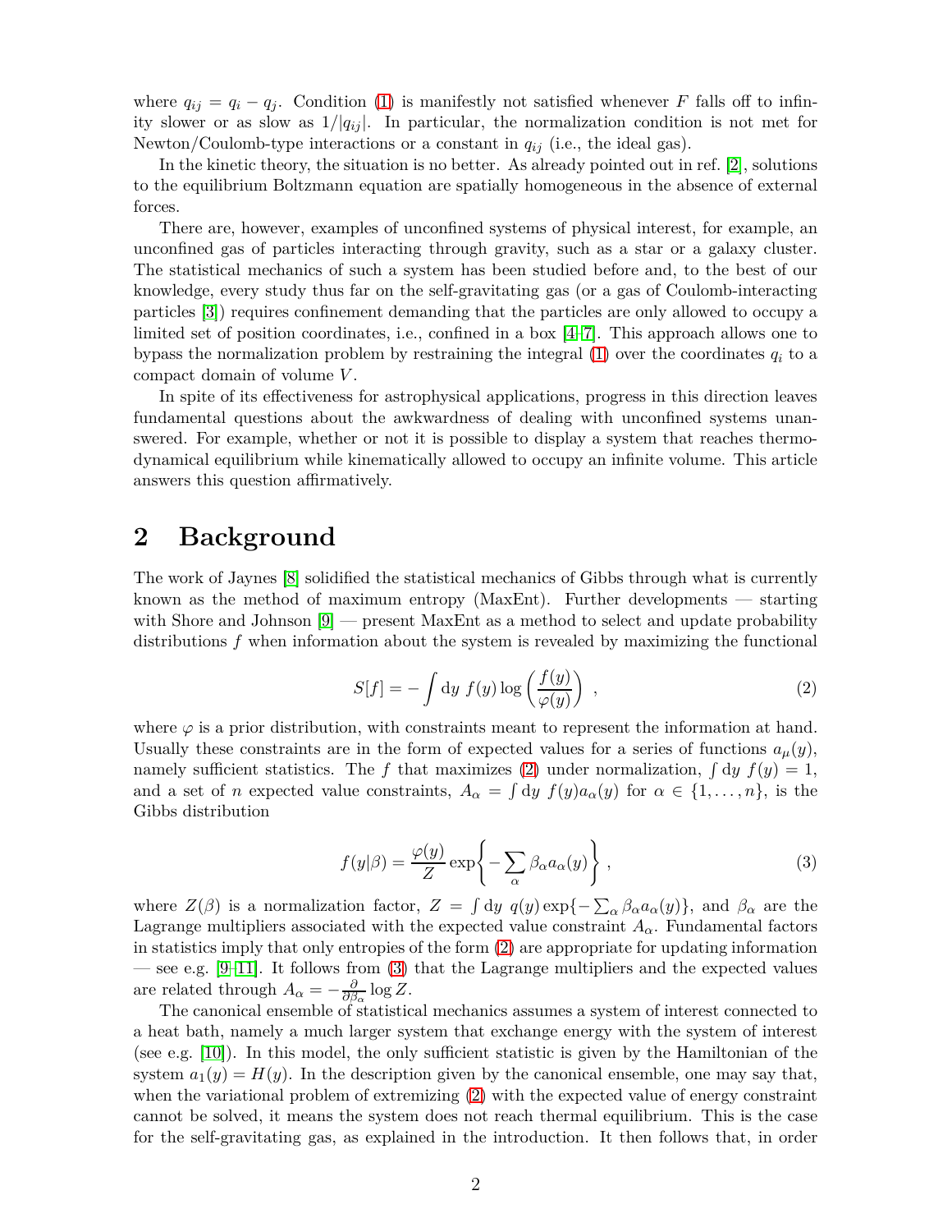where $q_{ij} = q_i - q_j$. Condition (1) is manifestly not satisfied whenever $F$ falls off to infinity slower or as slow as $1/|q_{ij}|$. In particular, the normalization condition is not met for Newton/Coulomb-type interactions or a constant in $q_{ij}$ (i.e., the ideal gas).

In the kinetic theory, the situation is no better. As already pointed out in ref. [2], solutions to the equilibrium Boltzmann equation are spatially homogeneous in the absence of external forces.

There are, however, examples of unconfined systems of physical interest, for example, an unconfined gas of particles interacting through gravity, such as a star or a galaxy cluster. The statistical mechanics of such a system has been studied before and, to the best of our knowledge, every study thus far on the self-gravitating gas (or a gas of Coulomb-interacting particles [3]) requires confinement demanding that the particles are only allowed to occupy a limited set of position coordinates, i.e., confined in a box [4–7]. This approach allows one to bypass the normalization problem by restraining the integral (1) over the coordinates $q_i$ to a compact domain of volume $V$.

In spite of its effectiveness for astrophysical applications, progress in this direction leaves fundamental questions about the awkwardness of dealing with unconfined systems unanswered. For example, whether or not it is possible to display a system that reaches thermodynamical equilibrium while kinematically allowed to occupy an infinite volume. This article answers this question affirmatively.

## 2 Background

The work of Jaynes [8] solidified the statistical mechanics of Gibbs through what is currently known as the method of maximum entropy (MaxEnt). Further developments — starting with Shore and Johnson [9] — present MaxEnt as a method to select and update probability distributions $f$ when information about the system is revealed by maximizing the functional

$$S[f] = -\int \mathrm{d}y \ f(y) \log\left(\frac{f(y)}{\varphi(y)}\right) \ , \tag{2}$$

where $\varphi$ is a prior distribution, with constraints meant to represent the information at hand. Usually these constraints are in the form of expected values for a series of functions $a_\mu(y)$, namely sufficient statistics. The $f$ that maximizes (2) under normalization, $\int \mathrm{d}y \ f(y) = 1$, and a set of $n$ expected value constraints, $A_\alpha = \int \mathrm{d}y \ f(y) a_\alpha(y)$ for $\alpha \in \{1, \ldots, n\}$, is the Gibbs distribution

$$f(y|\beta) = \frac{\varphi(y)}{Z} \exp\left\{-\sum_\alpha \beta_\alpha a_\alpha(y)\right\} \ , \tag{3}$$

where $Z(\beta)$ is a normalization factor, $Z = \int \mathrm{d}y \ q(y) \exp\{-\sum_\alpha \beta_\alpha a_\alpha(y)\}$, and $\beta_\alpha$ are the Lagrange multipliers associated with the expected value constraint $A_\alpha$. Fundamental factors in statistics imply that only entropies of the form (2) are appropriate for updating information — see e.g. [9–11]. It follows from (3) that the Lagrange multipliers and the expected values are related through $A_\alpha = -\frac{\partial}{\partial \beta_\alpha} \log Z$.

The canonical ensemble of statistical mechanics assumes a system of interest connected to a heat bath, namely a much larger system that exchange energy with the system of interest (see e.g. [10]). In this model, the only sufficient statistic is given by the Hamiltonian of the system $a_1(y) = H(y)$. In the description given by the canonical ensemble, one may say that, when the variational problem of extremizing (2) with the expected value of energy constraint cannot be solved, it means the system does not reach thermal equilibrium. This is the case for the self-gravitating gas, as explained in the introduction. It then follows that, in order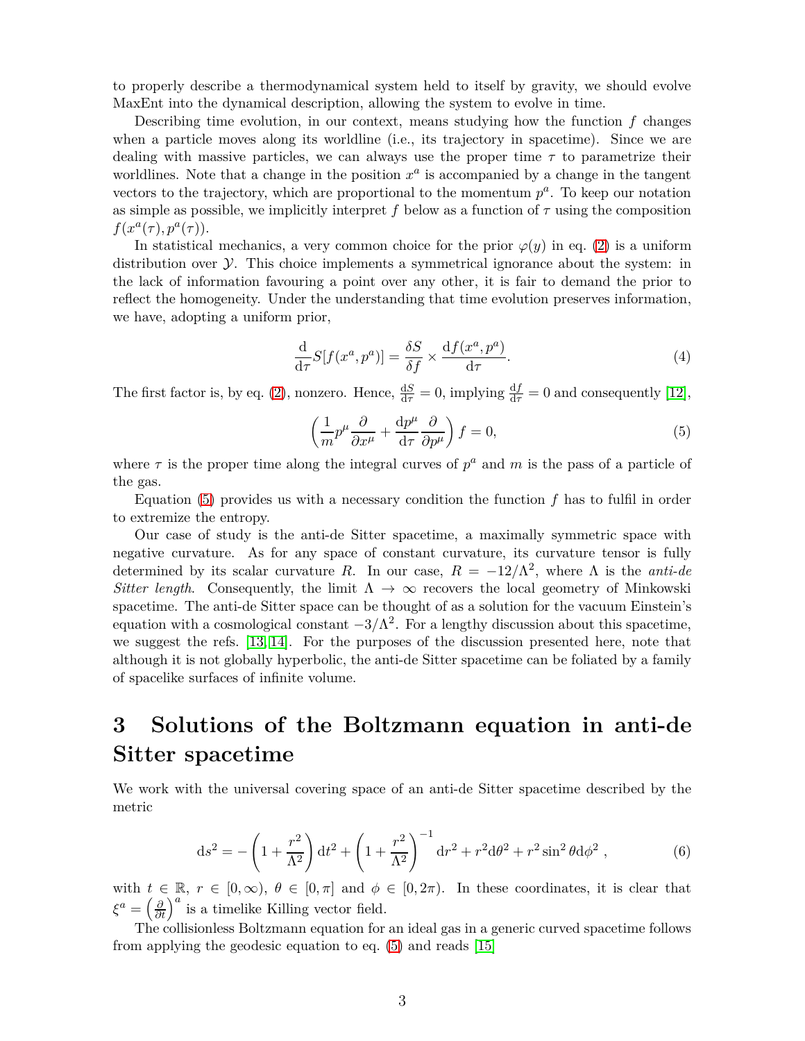to properly describe a thermodynamical system held to itself by gravity, we should evolve MaxEnt into the dynamical description, allowing the system to evolve in time.

Describing time evolution, in our context, means studying how the function $f$ changes when a particle moves along its worldline (i.e., its trajectory in spacetime). Since we are dealing with massive particles, we can always use the proper time $\tau$ to parametrize their worldlines. Note that a change in the position $x^a$ is accompanied by a change in the tangent vectors to the trajectory, which are proportional to the momentum $p^a$. To keep our notation as simple as possible, we implicitly interpret $f$ below as a function of $\tau$ using the composition $f(x^a(\tau), p^a(\tau))$.

In statistical mechanics, a very common choice for the prior $\varphi(y)$ in eq. (2) is a uniform distribution over $\mathcal{Y}$. This choice implements a symmetrical ignorance about the system: in the lack of information favouring a point over any other, it is fair to demand the prior to reflect the homogeneity. Under the understanding that time evolution preserves information, we have, adopting a uniform prior,

$$\frac{\mathrm{d}}{\mathrm{d}\tau} S[f(x^a, p^a)] = \frac{\delta S}{\delta f} \times \frac{\mathrm{d}f(x^a, p^a)}{\mathrm{d}\tau}. \tag{4}$$

The first factor is, by eq. (2), nonzero. Hence, $\frac{\mathrm{d}S}{\mathrm{d}\tau} = 0$, implying $\frac{\mathrm{d}f}{\mathrm{d}\tau} = 0$ and consequently [12],

$$\left( \frac{1}{m} p^\mu \frac{\partial}{\partial x^\mu} + \frac{\mathrm{d}p^\mu}{\mathrm{d}\tau} \frac{\partial}{\partial p^\mu} \right) f = 0, \tag{5}$$

where $\tau$ is the proper time along the integral curves of $p^a$ and $m$ is the pass of a particle of the gas.

Equation (5) provides us with a necessary condition the function $f$ has to fulfil in order to extremize the entropy.

Our case of study is the anti-de Sitter spacetime, a maximally symmetric space with negative curvature. As for any space of constant curvature, its curvature tensor is fully determined by its scalar curvature $R$. In our case, $R = -12/\Lambda^2$, where $\Lambda$ is the *anti-de Sitter length*. Consequently, the limit $\Lambda \to \infty$ recovers the local geometry of Minkowski spacetime. The anti-de Sitter space can be thought of as a solution for the vacuum Einstein's equation with a cosmological constant $-3/\Lambda^2$. For a lengthy discussion about this spacetime, we suggest the refs. [13, 14]. For the purposes of the discussion presented here, note that although it is not globally hyperbolic, the anti-de Sitter spacetime can be foliated by a family of spacelike surfaces of infinite volume.

# 3 Solutions of the Boltzmann equation in anti-de Sitter spacetime

We work with the universal covering space of an anti-de Sitter spacetime described by the metric

$$\mathrm{d}s^2 = -\left(1 + \frac{r^2}{\Lambda^2}\right)\mathrm{d}t^2 + \left(1 + \frac{r^2}{\Lambda^2}\right)^{-1}\mathrm{d}r^2 + r^2\mathrm{d}\theta^2 + r^2\sin^2\theta\mathrm{d}\phi^2\ , \tag{6}$$

with $t \in \mathbb{R}$, $r \in [0, \infty)$, $\theta \in [0, \pi]$ and $\phi \in [0, 2\pi)$. In these coordinates, it is clear that $\xi^a = \left(\frac{\partial}{\partial t}\right)^a$ is a timelike Killing vector field.

The collisionless Boltzmann equation for an ideal gas in a generic curved spacetime follows from applying the geodesic equation to eq. (5) and reads [15]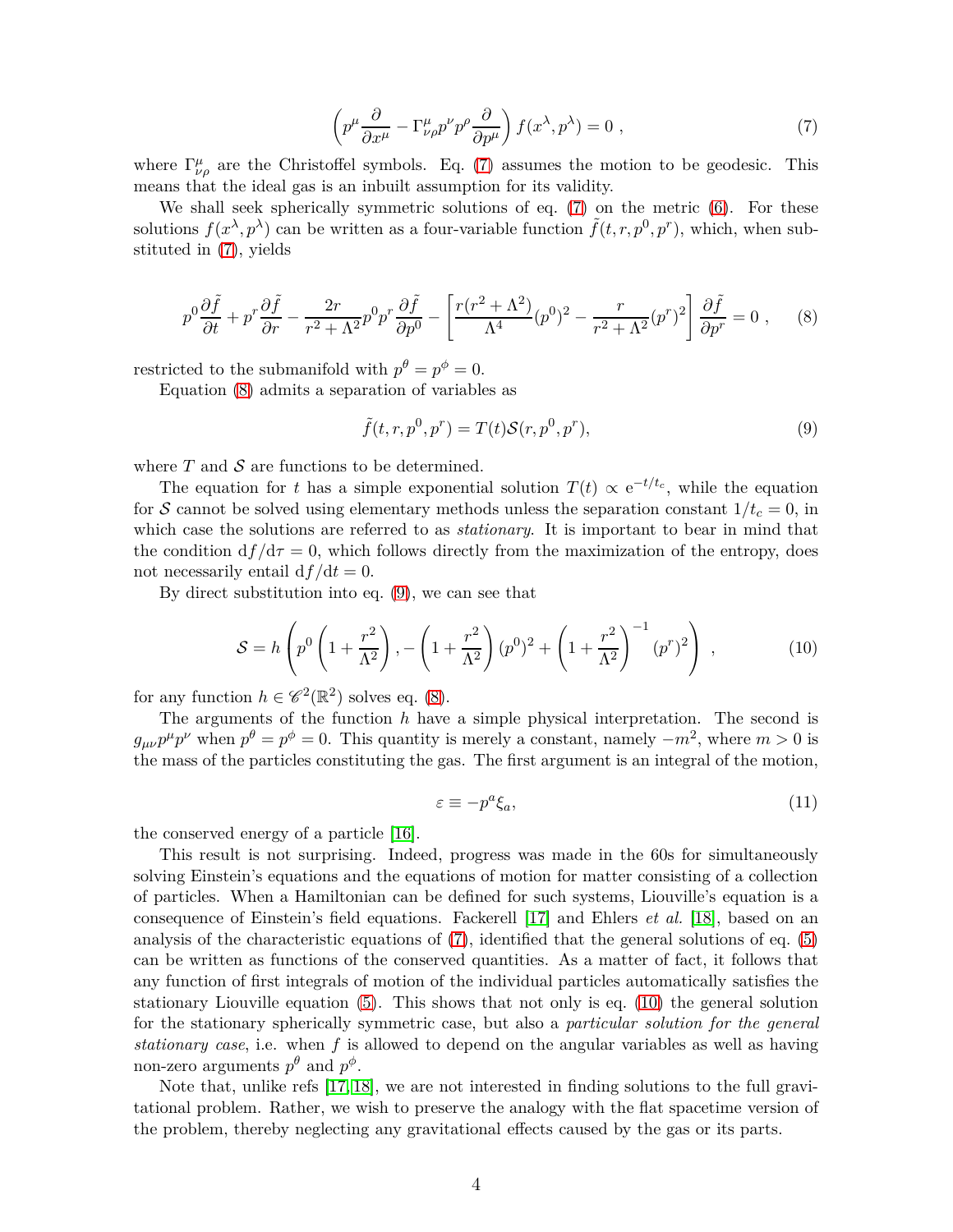$$\left( p^{\mu} \frac{\partial}{\partial x^{\mu}} - \Gamma^{\mu}_{\nu\rho} p^{\nu} p^{\rho} \frac{\partial}{\partial p^{\mu}} \right) f(x^{\lambda}, p^{\lambda}) = 0 \ , \tag{7}$$

where $\Gamma^{\mu}_{\nu\rho}$ are the Christoffel symbols. Eq. (7) assumes the motion to be geodesic. This means that the ideal gas is an inbuilt assumption for its validity.

We shall seek spherically symmetric solutions of eq. (7) on the metric (6). For these solutions $f(x^{\lambda}, p^{\lambda})$ can be written as a four-variable function $\tilde{f}(t, r, p^0, p^r)$, which, when substituted in (7), yields

$$p^0 \frac{\partial \tilde{f}}{\partial t} + p^r \frac{\partial \tilde{f}}{\partial r} - \frac{2r}{r^2 + \Lambda^2} p^0 p^r \frac{\partial \tilde{f}}{\partial p^0} - \left[ \frac{r(r^2 + \Lambda^2)}{\Lambda^4} (p^0)^2 - \frac{r}{r^2 + \Lambda^2} (p^r)^2 \right] \frac{\partial \tilde{f}}{\partial p^r} = 0 \ , \tag{8}$$

restricted to the submanifold with $p^{\theta} = p^{\phi} = 0$.

Equation (8) admits a separation of variables as

$$\tilde{f}(t, r, p^0, p^r) = T(t) \mathcal{S}(r, p^0, p^r), \tag{9}$$

where $T$ and $\mathcal{S}$ are functions to be determined.

The equation for $t$ has a simple exponential solution $T(t) \propto \mathrm{e}^{-t/t_c}$, while the equation for $\mathcal{S}$ cannot be solved using elementary methods unless the separation constant $1/t_c = 0$, in which case the solutions are referred to as *stationary*. It is important to bear in mind that the condition $\mathrm{d}f/\mathrm{d}\tau = 0$, which follows directly from the maximization of the entropy, does not necessarily entail $\mathrm{d}f/\mathrm{d}t = 0$.

By direct substitution into eq. (9), we can see that

$$\mathcal{S} = h \left( p^0 \left( 1 + \frac{r^2}{\Lambda^2} \right), - \left( 1 + \frac{r^2}{\Lambda^2} \right) (p^0)^2 + \left( 1 + \frac{r^2}{\Lambda^2} \right)^{-1} (p^r)^2 \right) \ , \tag{10}$$

for any function $h \in \mathscr{C}^2(\mathbb{R}^2)$ solves eq. (8).

The arguments of the function $h$ have a simple physical interpretation. The second is $g_{\mu\nu} p^{\mu} p^{\nu}$ when $p^{\theta} = p^{\phi} = 0$. This quantity is merely a constant, namely $-m^2$, where $m > 0$ is the mass of the particles constituting the gas. The first argument is an integral of the motion,

$$\varepsilon \equiv -p^a \xi_a, \tag{11}$$

the conserved energy of a particle [16].

This result is not surprising. Indeed, progress was made in the 60s for simultaneously solving Einstein's equations and the equations of motion for matter consisting of a collection of particles. When a Hamiltonian can be defined for such systems, Liouville's equation is a consequence of Einstein's field equations. Fackerell [17] and Ehlers *et al.* [18], based on an analysis of the characteristic equations of (7), identified that the general solutions of eq. (5) can be written as functions of the conserved quantities. As a matter of fact, it follows that any function of first integrals of motion of the individual particles automatically satisfies the stationary Liouville equation (5). This shows that not only is eq. (10) the general solution for the stationary spherically symmetric case, but also a *particular solution for the general stationary case*, i.e. when $f$ is allowed to depend on the angular variables as well as having non-zero arguments $p^{\theta}$ and $p^{\phi}$.

Note that, unlike refs [17, 18], we are not interested in finding solutions to the full gravitational problem. Rather, we wish to preserve the analogy with the flat spacetime version of the problem, thereby neglecting any gravitational effects caused by the gas or its parts.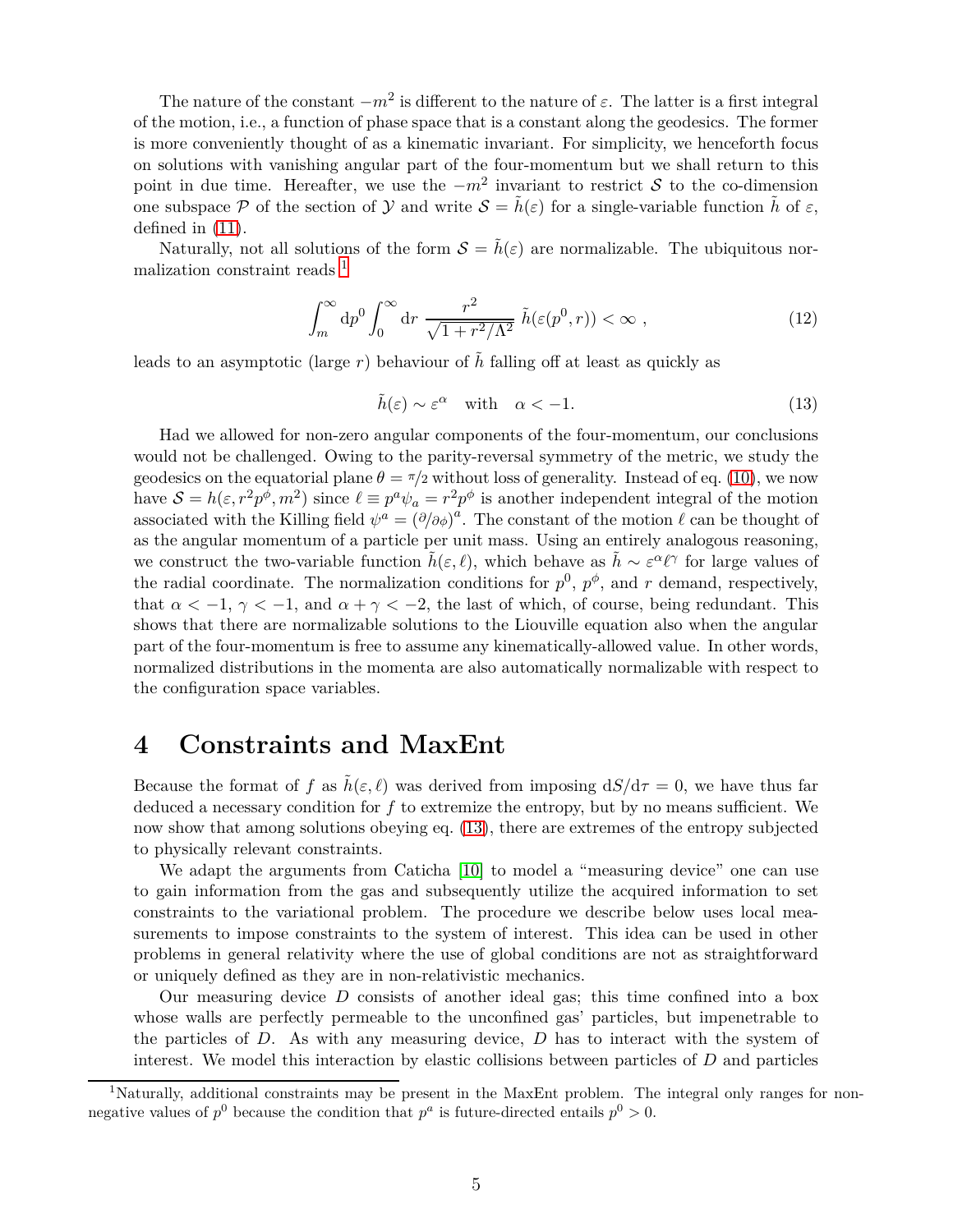The nature of the constant $-m^2$ is different to the nature of $\varepsilon$. The latter is a first integral of the motion, i.e., a function of phase space that is a constant along the geodesics. The former is more conveniently thought of as a kinematic invariant. For simplicity, we henceforth focus on solutions with vanishing angular part of the four-momentum but we shall return to this point in due time. Hereafter, we use the $-m^2$ invariant to restrict $\mathcal{S}$ to the co-dimension one subspace $\mathcal{P}$ of the section of $\mathcal{Y}$ and write $\mathcal{S} = \tilde{h}(\varepsilon)$ for a single-variable function $\tilde{h}$ of $\varepsilon$, defined in (11).

Naturally, not all solutions of the form $\mathcal{S} = \tilde{h}(\varepsilon)$ are normalizable. The ubiquitous normalization constraint reads [1]

$$\int_m^\infty \mathrm{d}p^0 \int_0^\infty \mathrm{d}r \; \frac{r^2}{\sqrt{1 + r^2/\Lambda^2}} \; \tilde{h}(\varepsilon(p^0, r)) < \infty \;, \tag{12}$$

leads to an asymptotic (large $r$) behaviour of $\tilde{h}$ falling off at least as quickly as

$$\tilde{h}(\varepsilon) \sim \varepsilon^\alpha \quad \text{with} \quad \alpha < -1. \tag{13}$$

Had we allowed for non-zero angular components of the four-momentum, our conclusions would not be challenged. Owing to the parity-reversal symmetry of the metric, we study the geodesics on the equatorial plane $\theta = \pi/2$ without loss of generality. Instead of eq. (10), we now have $\mathcal{S} = h(\varepsilon, r^2 p^\phi, m^2)$ since $\ell \equiv p^a \psi_a = r^2 p^\phi$ is another independent integral of the motion associated with the Killing field $\psi^a = (\partial/\partial\phi)^a$. The constant of the motion $\ell$ can be thought of as the angular momentum of a particle per unit mass. Using an entirely analogous reasoning, we construct the two-variable function $\tilde{h}(\varepsilon, \ell)$, which behave as $\tilde{h} \sim \varepsilon^\alpha \ell^\gamma$ for large values of the radial coordinate. The normalization conditions for $p^0$, $p^\phi$, and $r$ demand, respectively, that $\alpha < -1$, $\gamma < -1$, and $\alpha + \gamma < -2$, the last of which, of course, being redundant. This shows that there are normalizable solutions to the Liouville equation also when the angular part of the four-momentum is free to assume any kinematically-allowed value. In other words, normalized distributions in the momenta are also automatically normalizable with respect to the configuration space variables.

# 4 Constraints and MaxEnt

Because the format of $f$ as $\tilde{h}(\varepsilon, \ell)$ was derived from imposing $\mathrm{d}S/\mathrm{d}\tau = 0$, we have thus far deduced a necessary condition for $f$ to extremize the entropy, but by no means sufficient. We now show that among solutions obeying eq. (13), there are extremes of the entropy subjected to physically relevant constraints.

We adapt the arguments from Caticha [10] to model a "measuring device" one can use to gain information from the gas and subsequently utilize the acquired information to set constraints to the variational problem. The procedure we describe below uses local measurements to impose constraints to the system of interest. This idea can be used in other problems in general relativity where the use of global conditions are not as straightforward or uniquely defined as they are in non-relativistic mechanics.

Our measuring device $D$ consists of another ideal gas; this time confined into a box whose walls are perfectly permeable to the unconfined gas' particles, but impenetrable to the particles of $D$. As with any measuring device, $D$ has to interact with the system of interest. We model this interaction by elastic collisions between particles of $D$ and particles

[1] Naturally, additional constraints may be present in the MaxEnt problem. The integral only ranges for non-negative values of $p^0$ because the condition that $p^a$ is future-directed entails $p^0 > 0$.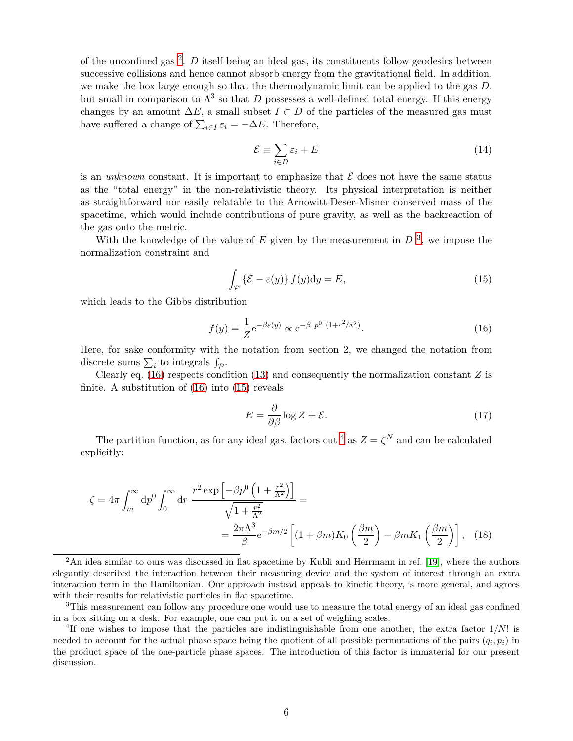of the unconfined gas [2]. $D$ itself being an ideal gas, its constituents follow geodesics between successive collisions and hence cannot absorb energy from the gravitational field. In addition, we make the box large enough so that the thermodynamic limit can be applied to the gas $D$, but small in comparison to $\Lambda^3$ so that $D$ possesses a well-defined total energy. If this energy changes by an amount $\Delta E$, a small subset $I \subset D$ of the particles of the measured gas must have suffered a change of $\sum_{i\in I} \varepsilon_i = -\Delta E$. Therefore,

$$\mathcal{E} \equiv \sum_{i\in D} \varepsilon_i + E \tag{14}$$

is an *unknown* constant. It is important to emphasize that $\mathcal{E}$ does not have the same status as the "total energy" in the non-relativistic theory. Its physical interpretation is neither as straightforward nor easily relatable to the Arnowitt-Deser-Misner conserved mass of the spacetime, which would include contributions of pure gravity, as well as the backreaction of the gas onto the metric.

With the knowledge of the value of $E$ given by the measurement in $D$ [3], we impose the normalization constraint and

$$\int_{\mathcal{P}} \{\mathcal{E} - \varepsilon(y)\}\, f(y) \mathrm{d}y = E, \tag{15}$$

which leads to the Gibbs distribution

$$f(y) = \frac{1}{Z} \mathrm{e}^{-\beta \varepsilon(y)} \propto \mathrm{e}^{-\beta\ p^0\ (1+r^2/\Lambda^2)}. \tag{16}$$

Here, for sake conformity with the notation from section 2, we changed the notation from discrete sums $\sum_i$ to integrals $\int_{\mathcal{P}}$.

Clearly eq. (16) respects condition (13) and consequently the normalization constant $Z$ is finite. A substitution of (16) into (15) reveals

$$E = \frac{\partial}{\partial \beta} \log Z + \mathcal{E}. \tag{17}$$

The partition function, as for any ideal gas, factors out [4] as $Z = \zeta^N$ and can be calculated explicitly:

$$\zeta = 4\pi \int_m^\infty \mathrm{d}p^0 \int_0^\infty \mathrm{d}r\ \frac{r^2 \exp\left[-\beta p^0 \left(1 + \frac{r^2}{\Lambda^2}\right)\right]}{\sqrt{1 + \frac{r^2}{\Lambda^2}}} = \\ = \frac{2\pi\Lambda^3}{\beta} \mathrm{e}^{-\beta m/2} \left[(1+\beta m) K_0\left(\frac{\beta m}{2}\right) - \beta m K_1\left(\frac{\beta m}{2}\right)\right], \tag{18}$$

[2] An idea similar to ours was discussed in flat spacetime by Kubli and Herrmann in ref. [19], where the authors elegantly described the interaction between their measuring device and the system of interest through an extra interaction term in the Hamiltonian. Our approach instead appeals to kinetic theory, is more general, and agrees with their results for relativistic particles in flat spacetime.

[3] This measurement can follow any procedure one would use to measure the total energy of an ideal gas confined in a box sitting on a desk. For example, one can put it on a set of weighing scales.

[4] If one wishes to impose that the particles are indistinguishable from one another, the extra factor $1/N!$ is needed to account for the actual phase space being the quotient of all possible permutations of the pairs $(q_i, p_i)$ in the product space of the one-particle phase spaces. The introduction of this factor is immaterial for our present discussion.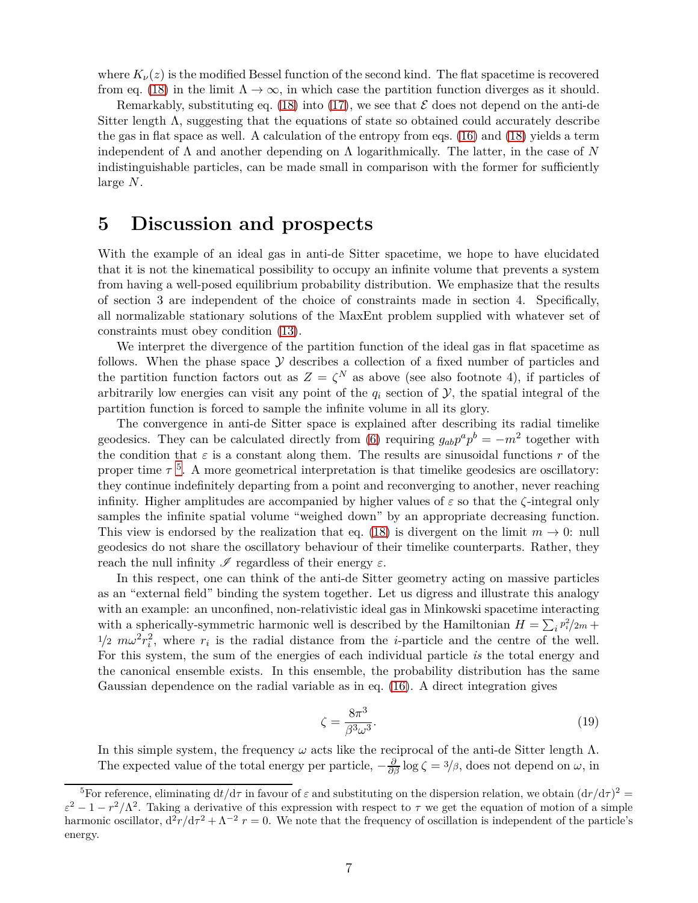where $K_\nu(z)$ is the modified Bessel function of the second kind. The flat spacetime is recovered from eq. (18) in the limit $\Lambda \to \infty$, in which case the partition function diverges as it should.

Remarkably, substituting eq. (18) into (17), we see that $\mathcal{E}$ does not depend on the anti-de Sitter length $\Lambda$, suggesting that the equations of state so obtained could accurately describe the gas in flat space as well. A calculation of the entropy from eqs. (16) and (18) yields a term independent of $\Lambda$ and another depending on $\Lambda$ logarithmically. The latter, in the case of $N$ indistinguishable particles, can be made small in comparison with the former for sufficiently large $N$.

## 5 Discussion and prospects

With the example of an ideal gas in anti-de Sitter spacetime, we hope to have elucidated that it is not the kinematical possibility to occupy an infinite volume that prevents a system from having a well-posed equilibrium probability distribution. We emphasize that the results of section 3 are independent of the choice of constraints made in section 4. Specifically, all normalizable stationary solutions of the MaxEnt problem supplied with whatever set of constraints must obey condition (13).

We interpret the divergence of the partition function of the ideal gas in flat spacetime as follows. When the phase space $\mathcal{Y}$ describes a collection of a fixed number of particles and the partition function factors out as $Z = \zeta^N$ as above (see also footnote 4), if particles of arbitrarily low energies can visit any point of the $q_i$ section of $\mathcal{Y}$, the spatial integral of the partition function is forced to sample the infinite volume in all its glory.

The convergence in anti-de Sitter space is explained after describing its radial timelike geodesics. They can be calculated directly from (6) requiring $g_{ab}p^a p^b = -m^2$ together with the condition that $\varepsilon$ is a constant along them. The results are sinusoidal functions $r$ of the proper time $\tau$ [5]. A more geometrical interpretation is that timelike geodesics are oscillatory: they continue indefinitely departing from a point and reconverging to another, never reaching infinity. Higher amplitudes are accompanied by higher values of $\varepsilon$ so that the $\zeta$-integral only samples the infinite spatial volume "weighed down" by an appropriate decreasing function. This view is endorsed by the realization that eq. (18) is divergent on the limit $m \to 0$: null geodesics do not share the oscillatory behaviour of their timelike counterparts. Rather, they reach the null infinity $\mathscr{I}$ regardless of their energy $\varepsilon$.

In this respect, one can think of the anti-de Sitter geometry acting on massive particles as an "external field" binding the system together. Let us digress and illustrate this analogy with an example: an unconfined, non-relativistic ideal gas in Minkowski spacetime interacting with a spherically-symmetric harmonic well is described by the Hamiltonian $H = \sum_i p_i^2/2m + {}^1\!/_2\, m\omega^2 r_i^2$, where $r_i$ is the radial distance from the $i$-particle and the centre of the well. For this system, the sum of the energies of each individual particle *is* the total energy and the canonical ensemble exists. In this ensemble, the probability distribution has the same Gaussian dependence on the radial variable as in eq. (16). A direct integration gives

$$\zeta = \frac{8\pi^3}{\beta^3\omega^3}. \tag{19}$$

In this simple system, the frequency $\omega$ acts like the reciprocal of the anti-de Sitter length $\Lambda$. The expected value of the total energy per particle, $-\frac{\partial}{\partial\beta}\log\zeta = 3/\beta$, does not depend on $\omega$, in

---

[5] For reference, eliminating $\mathrm{d}t/\mathrm{d}\tau$ in favour of $\varepsilon$ and substituting on the dispersion relation, we obtain $(\mathrm{d}r/\mathrm{d}\tau)^2 = \varepsilon^2 - 1 - r^2/\Lambda^2$. Taking a derivative of this expression with respect to $\tau$ we get the equation of motion of a simple harmonic oscillator, $\mathrm{d}^2r/\mathrm{d}\tau^2 + \Lambda^{-2}\, r = 0$. We note that the frequency of oscillation is independent of the particle's energy.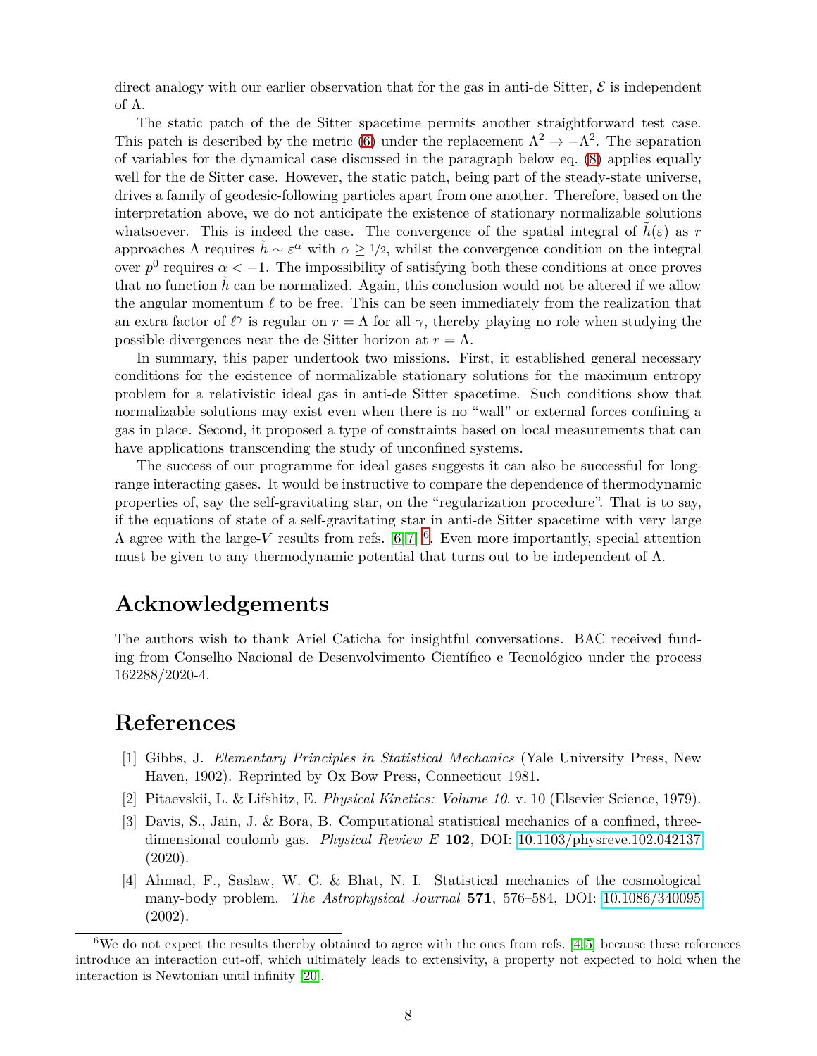direct analogy with our earlier observation that for the gas in anti-de Sitter, $\mathcal{E}$ is independent of $\Lambda$.

The static patch of the de Sitter spacetime permits another straightforward test case. This patch is described by the metric (6) under the replacement $\Lambda^2 \to -\Lambda^2$. The separation of variables for the dynamical case discussed in the paragraph below eq. (8) applies equally well for the de Sitter case. However, the static patch, being part of the steady-state universe, drives a family of geodesic-following particles apart from one another. Therefore, based on the interpretation above, we do not anticipate the existence of stationary normalizable solutions whatsoever. This is indeed the case. The convergence of the spatial integral of $\tilde{h}(\varepsilon)$ as $r$ approaches $\Lambda$ requires $\tilde{h} \sim \varepsilon^{\alpha}$ with $\alpha \geq 1/2$, whilst the convergence condition on the integral over $p^0$ requires $\alpha < -1$. The impossibility of satisfying both these conditions at once proves that no function $\tilde{h}$ can be normalized. Again, this conclusion would not be altered if we allow the angular momentum $\ell$ to be free. This can be seen immediately from the realization that an extra factor of $\ell^{\gamma}$ is regular on $r = \Lambda$ for all $\gamma$, thereby playing no role when studying the possible divergences near the de Sitter horizon at $r = \Lambda$.

In summary, this paper undertook two missions. First, it established general necessary conditions for the existence of normalizable stationary solutions for the maximum entropy problem for a relativistic ideal gas in anti-de Sitter spacetime. Such conditions show that normalizable solutions may exist even when there is no "wall" or external forces confining a gas in place. Second, it proposed a type of constraints based on local measurements that can have applications transcending the study of unconfined systems.

The success of our programme for ideal gases suggests it can also be successful for long-range interacting gases. It would be instructive to compare the dependence of thermodynamic properties of, say the self-gravitating star, on the "regularization procedure". That is to say, if the equations of state of a self-gravitating star in anti-de Sitter spacetime with very large $\Lambda$ agree with the large-$V$ results from refs. [6,7] [6]. Even more importantly, special attention must be given to any thermodynamic potential that turns out to be independent of $\Lambda$.

# Acknowledgements

The authors wish to thank Ariel Caticha for insightful conversations. BAC received funding from Conselho Nacional de Desenvolvimento Científico e Tecnológico under the process 162288/2020-4.

# References

[1] Gibbs, J. *Elementary Principles in Statistical Mechanics* (Yale University Press, New Haven, 1902). Reprinted by Ox Bow Press, Connecticut 1981.

[2] Pitaevskii, L. & Lifshitz, E. *Physical Kinetics: Volume 10*. v. 10 (Elsevier Science, 1979).

[3] Davis, S., Jain, J. & Bora, B. Computational statistical mechanics of a confined, three-dimensional coulomb gas. *Physical Review E* **102**, DOI: 10.1103/physreve.102.042137 (2020).

[4] Ahmad, F., Saslaw, W. C. & Bhat, N. I. Statistical mechanics of the cosmological many-body problem. *The Astrophysical Journal* **571**, 576–584, DOI: 10.1086/340095 (2002).

[6] We do not expect the results thereby obtained to agree with the ones from refs. [4,5] because these references introduce an interaction cut-off, which ultimately leads to extensivity, a property not expected to hold when the interaction is Newtonian until infinity [20].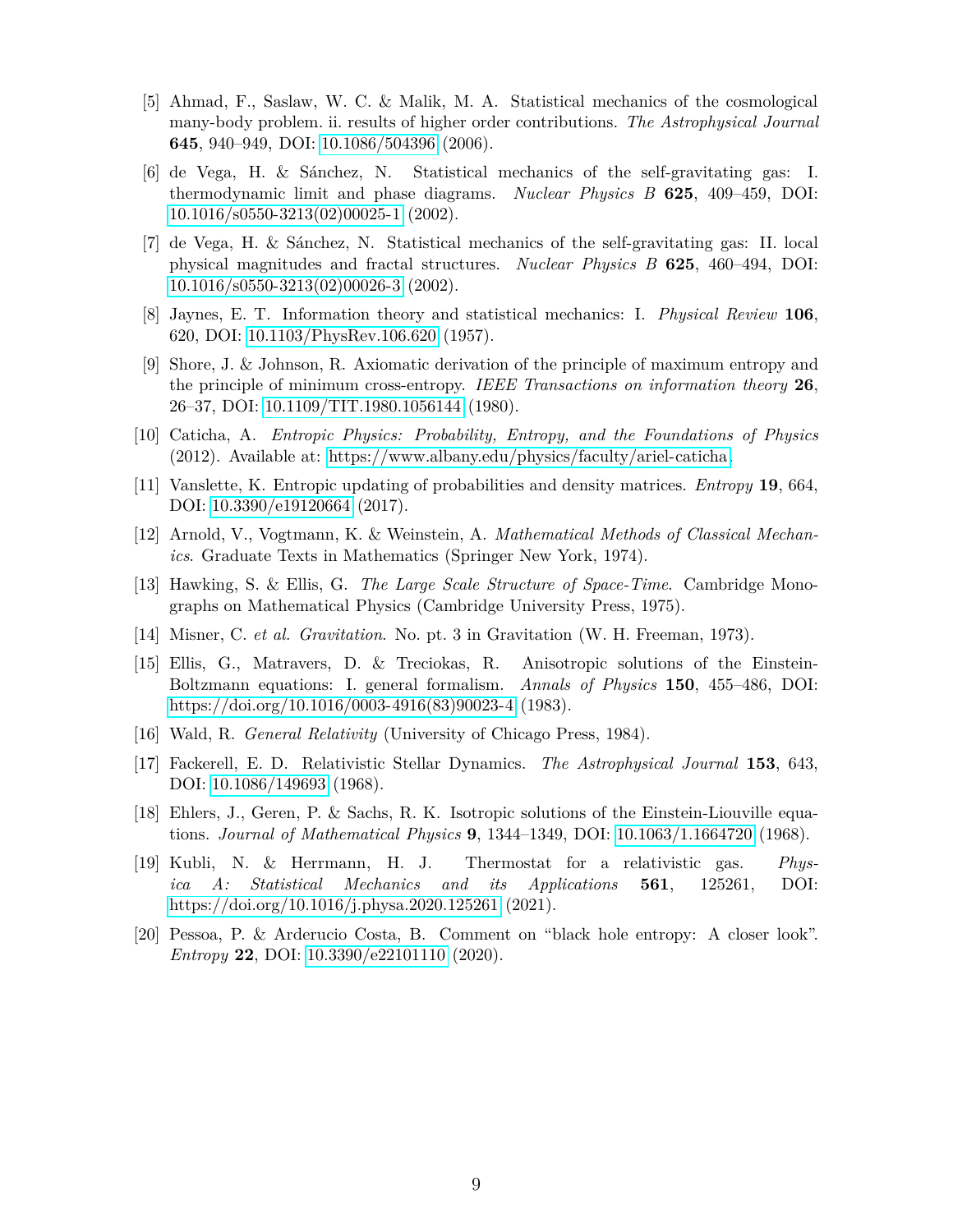[5] Ahmad, F., Saslaw, W. C. & Malik, M. A. Statistical mechanics of the cosmological many-body problem. ii. results of higher order contributions. *The Astrophysical Journal* **645**, 940–949, DOI: 10.1086/504396 (2006).

[6] de Vega, H. & Sánchez, N. Statistical mechanics of the self-gravitating gas: I. thermodynamic limit and phase diagrams. *Nuclear Physics B* **625**, 409–459, DOI: 10.1016/s0550-3213(02)00025-1 (2002).

[7] de Vega, H. & Sánchez, N. Statistical mechanics of the self-gravitating gas: II. local physical magnitudes and fractal structures. *Nuclear Physics B* **625**, 460–494, DOI: 10.1016/s0550-3213(02)00026-3 (2002).

[8] Jaynes, E. T. Information theory and statistical mechanics: I. *Physical Review* **106**, 620, DOI: 10.1103/PhysRev.106.620 (1957).

[9] Shore, J. & Johnson, R. Axiomatic derivation of the principle of maximum entropy and the principle of minimum cross-entropy. *IEEE Transactions on information theory* **26**, 26–37, DOI: 10.1109/TIT.1980.1056144 (1980).

[10] Caticha, A. *Entropic Physics: Probability, Entropy, and the Foundations of Physics* (2012). Available at: https://www.albany.edu/physics/faculty/ariel-caticha.

[11] Vanslette, K. Entropic updating of probabilities and density matrices. *Entropy* **19**, 664, DOI: 10.3390/e19120664 (2017).

[12] Arnold, V., Vogtmann, K. & Weinstein, A. *Mathematical Methods of Classical Mechanics*. Graduate Texts in Mathematics (Springer New York, 1974).

[13] Hawking, S. & Ellis, G. *The Large Scale Structure of Space-Time*. Cambridge Monographs on Mathematical Physics (Cambridge University Press, 1975).

[14] Misner, C. *et al. Gravitation*. No. pt. 3 in Gravitation (W. H. Freeman, 1973).

[15] Ellis, G., Matravers, D. & Treciokas, R. Anisotropic solutions of the Einstein-Boltzmann equations: I. general formalism. *Annals of Physics* **150**, 455–486, DOI: https://doi.org/10.1016/0003-4916(83)90023-4 (1983).

[16] Wald, R. *General Relativity* (University of Chicago Press, 1984).

[17] Fackerell, E. D. Relativistic Stellar Dynamics. *The Astrophysical Journal* **153**, 643, DOI: 10.1086/149693 (1968).

[18] Ehlers, J., Geren, P. & Sachs, R. K. Isotropic solutions of the Einstein-Liouville equations. *Journal of Mathematical Physics* **9**, 1344–1349, DOI: 10.1063/1.1664720 (1968).

[19] Kubli, N. & Herrmann, H. J. Thermostat for a relativistic gas. *Physica A: Statistical Mechanics and its Applications* **561**, 125261, DOI: https://doi.org/10.1016/j.physa.2020.125261 (2021).

[20] Pessoa, P. & Arderucio Costa, B. Comment on "black hole entropy: A closer look". *Entropy* **22**, DOI: 10.3390/e22101110 (2020).